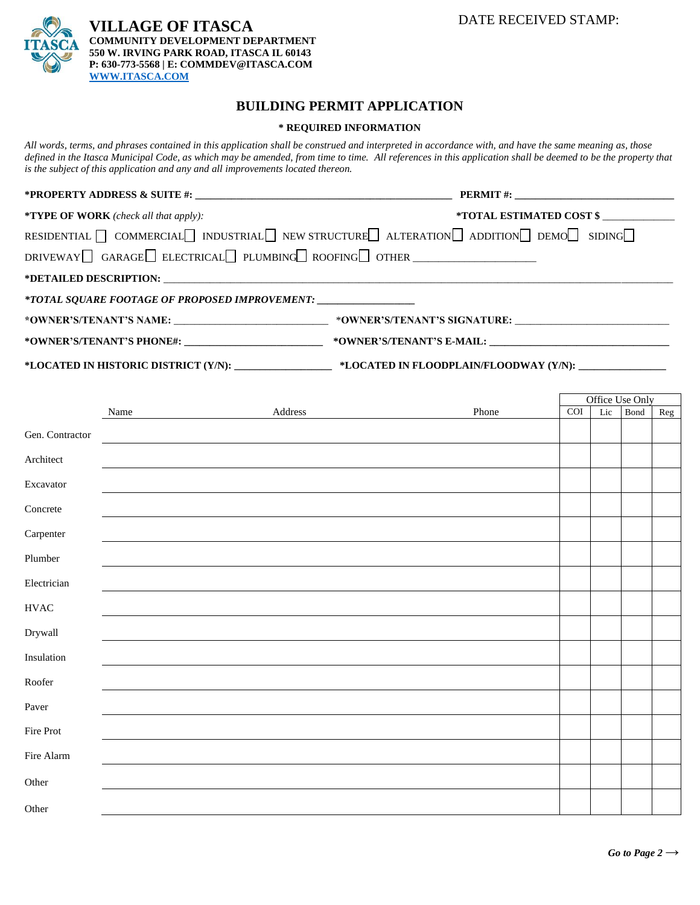**VILLAGE OF ITASCA**
**COMMUNITY DEVELOPMENT DEPARTMENT**
**550 W. IRVING PARK ROAD, ITASCA IL 60143**
**P: 630-773-5568 | E: COMMDEV@ITASCA.COM**
**WWW.ITASCA.COM**

DATE RECEIVED STAMP:

# BUILDING PERMIT APPLICATION

**\* REQUIRED INFORMATION**

*All words, terms, and phrases contained in this application shall be construed and interpreted in accordance with, and have the same meaning as, those defined in the Itasca Municipal Code, as which may be amended, from time to time. All references in this application shall be deemed to be the property that is the subject of this application and any and all improvements located thereon.*

**\*PROPERTY ADDRESS & SUITE #:** ______________________________ **PERMIT #:** ______________________

**\*TYPE OF WORK** *(check all that apply):* **\*TOTAL ESTIMATED COST $** ____________

RESIDENTIAL ☐ COMMERCIAL ☐ INDUSTRIAL ☐ NEW STRUCTURE ☐ ALTERATION ☐ ADDITION ☐ DEMO ☐ SIDING ☐

DRIVEWAY ☐ GARAGE ☐ ELECTRICAL ☐ PLUMBING ☐ ROOFING ☐ OTHER ____________________

**\*DETAILED DESCRIPTION:** ____________________________________________________________

***\*TOTAL SQUARE FOOTAGE OF PROPOSED IMPROVEMENT:*** ________________

**\*OWNER'S/TENANT'S NAME:** ________________________ **\*OWNER'S/TENANT'S SIGNATURE:** ________________________

**\*OWNER'S/TENANT'S PHONE#:** ______________________ **\*OWNER'S/TENANT'S E-MAIL:** ____________________________

**\*LOCATED IN HISTORIC DISTRICT (Y/N):** ________________ **\*LOCATED IN FLOODPLAIN/FLOODWAY (Y/N):** ______________

| | Name | Address | Phone | Office Use Only | | | |
|---|---|---|---|---|---|---|---|
| | | | | COI | Lic | Bond | Reg |
| Gen. Contractor | | | | | | | |
| Architect | | | | | | | |
| Excavator | | | | | | | |
| Concrete | | | | | | | |
| Carpenter | | | | | | | |
| Plumber | | | | | | | |
| Electrician | | | | | | | |
| HVAC | | | | | | | |
| Drywall | | | | | | | |
| Insulation | | | | | | | |
| Roofer | | | | | | | |
| Paver | | | | | | | |
| Fire Prot | | | | | | | |
| Fire Alarm | | | | | | | |
| Other | | | | | | | |
| Other | | | | | | | |

***Go to Page 2 →***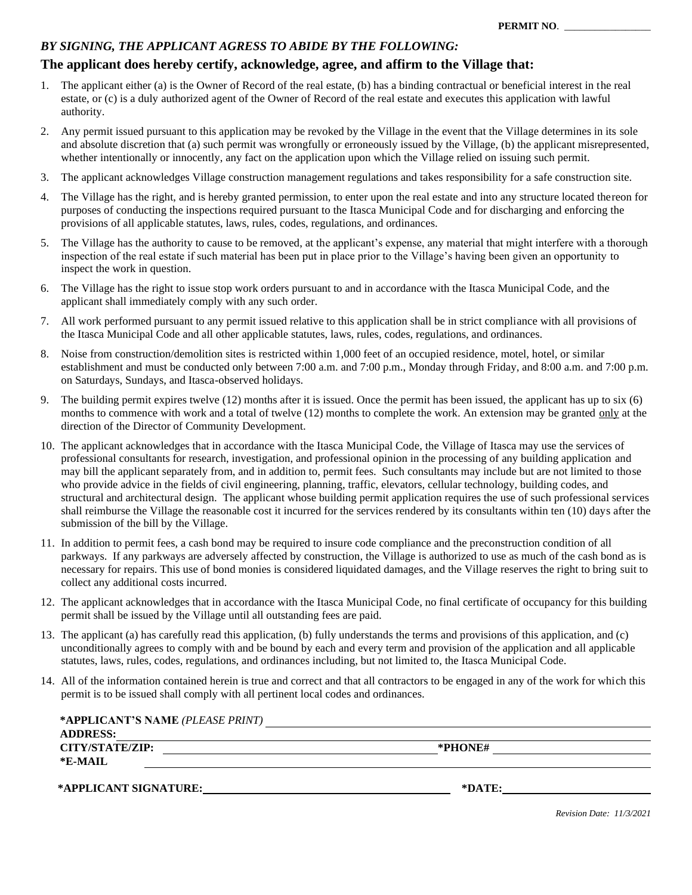**PERMIT NO**. \_\_\_\_\_\_\_\_\_\_\_\_\_\_\_\_

***BY SIGNING, THE APPLICANT AGRESS TO ABIDE BY THE FOLLOWING:***

## The applicant does hereby certify, acknowledge, agree, and affirm to the Village that:

1. The applicant either (a) is the Owner of Record of the real estate, (b) has a binding contractual or beneficial interest in the real estate, or (c) is a duly authorized agent of the Owner of Record of the real estate and executes this application with lawful authority.
2. Any permit issued pursuant to this application may be revoked by the Village in the event that the Village determines in its sole and absolute discretion that (a) such permit was wrongfully or erroneously issued by the Village, (b) the applicant misrepresented, whether intentionally or innocently, any fact on the application upon which the Village relied on issuing such permit.
3. The applicant acknowledges Village construction management regulations and takes responsibility for a safe construction site.
4. The Village has the right, and is hereby granted permission, to enter upon the real estate and into any structure located thereon for purposes of conducting the inspections required pursuant to the Itasca Municipal Code and for discharging and enforcing the provisions of all applicable statutes, laws, rules, codes, regulations, and ordinances.
5. The Village has the authority to cause to be removed, at the applicant's expense, any material that might interfere with a thorough inspection of the real estate if such material has been put in place prior to the Village's having been given an opportunity to inspect the work in question.
6. The Village has the right to issue stop work orders pursuant to and in accordance with the Itasca Municipal Code, and the applicant shall immediately comply with any such order.
7. All work performed pursuant to any permit issued relative to this application shall be in strict compliance with all provisions of the Itasca Municipal Code and all other applicable statutes, laws, rules, codes, regulations, and ordinances.
8. Noise from construction/demolition sites is restricted within 1,000 feet of an occupied residence, motel, hotel, or similar establishment and must be conducted only between 7:00 a.m. and 7:00 p.m., Monday through Friday, and 8:00 a.m. and 7:00 p.m. on Saturdays, Sundays, and Itasca-observed holidays.
9. The building permit expires twelve (12) months after it is issued. Once the permit has been issued, the applicant has up to six (6) months to commence with work and a total of twelve (12) months to complete the work. An extension may be granted only at the direction of the Director of Community Development.
10. The applicant acknowledges that in accordance with the Itasca Municipal Code, the Village of Itasca may use the services of professional consultants for research, investigation, and professional opinion in the processing of any building application and may bill the applicant separately from, and in addition to, permit fees. Such consultants may include but are not limited to those who provide advice in the fields of civil engineering, planning, traffic, elevators, cellular technology, building codes, and structural and architectural design. The applicant whose building permit application requires the use of such professional services shall reimburse the Village the reasonable cost it incurred for the services rendered by its consultants within ten (10) days after the submission of the bill by the Village.
11. In addition to permit fees, a cash bond may be required to insure code compliance and the preconstruction condition of all parkways. If any parkways are adversely affected by construction, the Village is authorized to use as much of the cash bond as is necessary for repairs. This use of bond monies is considered liquidated damages, and the Village reserves the right to bring suit to collect any additional costs incurred.
12. The applicant acknowledges that in accordance with the Itasca Municipal Code, no final certificate of occupancy for this building permit shall be issued by the Village until all outstanding fees are paid.
13. The applicant (a) has carefully read this application, (b) fully understands the terms and provisions of this application, and (c) unconditionally agrees to comply with and be bound by each and every term and provision of the application and all applicable statutes, laws, rules, codes, regulations, and ordinances including, but not limited to, the Itasca Municipal Code.
14. All of the information contained herein is true and correct and that all contractors to be engaged in any of the work for which this permit is to be issued shall comply with all pertinent local codes and ordinances.

**\*APPLICANT'S NAME** *(PLEASE PRINT)* \_\_\_\_\_\_\_\_\_\_\_\_\_\_\_\_\_\_\_\_\_\_\_\_\_\_\_\_\_\_\_\_

**ADDRESS:** \_\_\_\_\_\_\_\_\_\_\_\_\_\_\_\_\_\_\_\_\_\_\_\_\_\_\_\_\_\_\_\_

**CITY/STATE/ZIP:** \_\_\_\_\_\_\_\_\_\_\_\_\_\_\_\_\_\_\_\_ **\*PHONE#** \_\_\_\_\_\_\_\_\_\_\_\_\_\_\_\_

**\*E-MAIL** \_\_\_\_\_\_\_\_\_\_\_\_\_\_\_\_\_\_\_\_\_\_\_\_\_\_\_\_\_\_\_\_

**\*APPLICANT SIGNATURE:** \_\_\_\_\_\_\_\_\_\_\_\_\_\_\_\_\_\_\_\_ **\*DATE:** \_\_\_\_\_\_\_\_\_\_\_\_\_\_\_\_

*Revision Date: 11/3/2021*